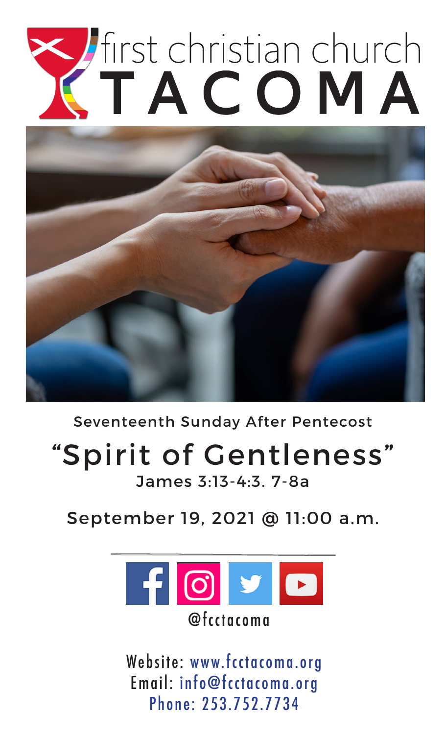# first christian church TACOMA

Seventeenth Sunday After Pentecost

## "Spirit of Gentleness"

James 3:13-4:3. 7-8a

September 19, 2021 @ 11:00 a.m.

@fcctacoma

Website: www.fcctacoma.org
Email: info@fcctacoma.org
Phone: 253.752.7734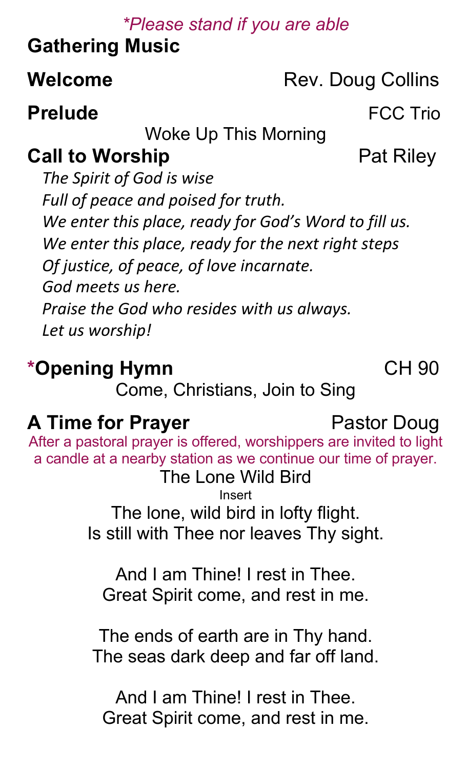*\*Please stand if you are able*

**Gathering Music**

**Welcome** Rev. Doug Collins

**Prelude** FCC Trio

Woke Up This Morning

**Call to Worship** Pat Riley

*The Spirit of God is wise*
*Full of peace and poised for truth.*
*We enter this place, ready for God's Word to fill us.*
*We enter this place, ready for the next right steps*
*Of justice, of peace, of love incarnate.*
*God meets us here.*
*Praise the God who resides with us always.*
*Let us worship!*

**\*Opening Hymn** CH 90

Come, Christians, Join to Sing

**A Time for Prayer** Pastor Doug

After a pastoral prayer is offered, worshippers are invited to light a candle at a nearby station as we continue our time of prayer.

The Lone Wild Bird

Insert

The lone, wild bird in lofty flight.
Is still with Thee nor leaves Thy sight.

And I am Thine! I rest in Thee.
Great Spirit come, and rest in me.

The ends of earth are in Thy hand.
The seas dark deep and far off land.

And I am Thine! I rest in Thee.
Great Spirit come, and rest in me.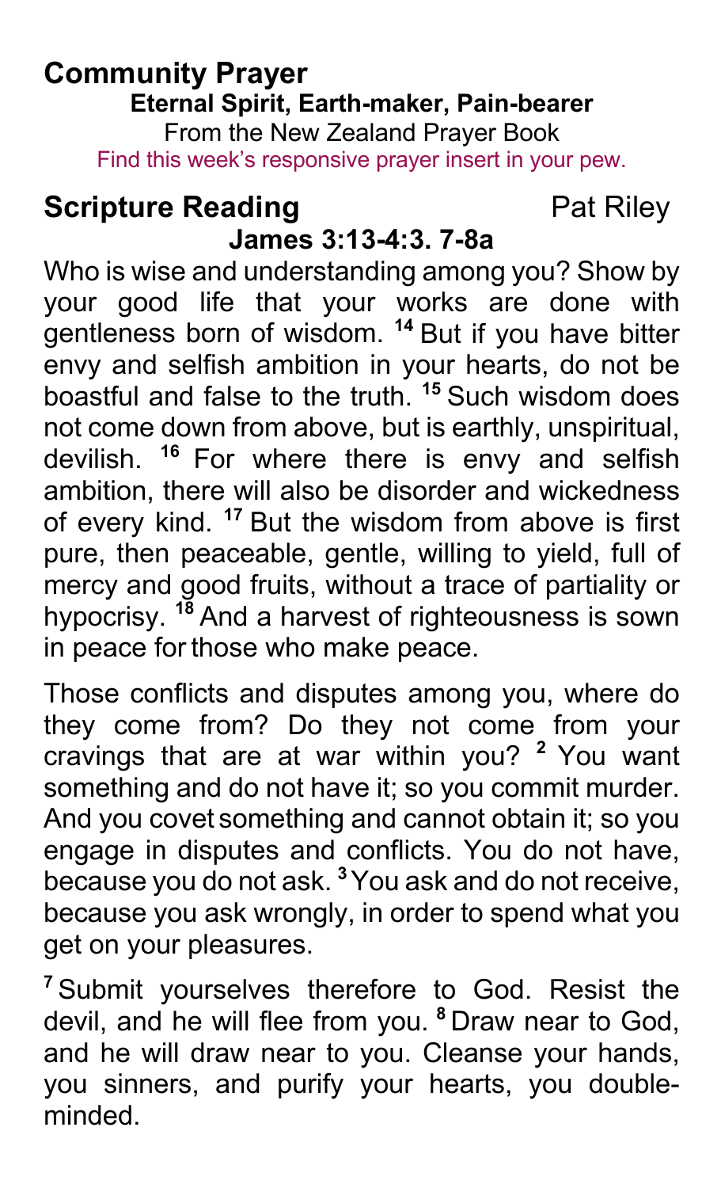## Community Prayer

**Eternal Spirit, Earth-maker, Pain-bearer**

From the New Zealand Prayer Book

Find this week's responsive prayer insert in your pew.

## Scripture Reading — Pat Riley

**James 3:13-4:3. 7-8a**

Who is wise and understanding among you? Show by your good life that your works are done with gentleness born of wisdom. [14] But if you have bitter envy and selfish ambition in your hearts, do not be boastful and false to the truth. [15] Such wisdom does not come down from above, but is earthly, unspiritual, devilish. [16] For where there is envy and selfish ambition, there will also be disorder and wickedness of every kind. [17] But the wisdom from above is first pure, then peaceable, gentle, willing to yield, full of mercy and good fruits, without a trace of partiality or hypocrisy. [18] And a harvest of righteousness is sown in peace for those who make peace.

Those conflicts and disputes among you, where do they come from? Do they not come from your cravings that are at war within you? [2] You want something and do not have it; so you commit murder. And you covet something and cannot obtain it; so you engage in disputes and conflicts. You do not have, because you do not ask. [3] You ask and do not receive, because you ask wrongly, in order to spend what you get on your pleasures.

[7] Submit yourselves therefore to God. Resist the devil, and he will flee from you. [8] Draw near to God, and he will draw near to you. Cleanse your hands, you sinners, and purify your hearts, you double-minded.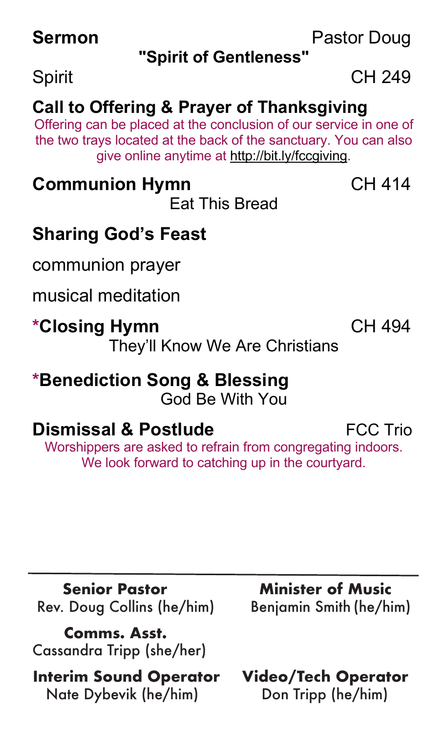**Sermon** Pastor Doug

**"Spirit of Gentleness"**

Spirit CH 249

**Call to Offering & Prayer of Thanksgiving**

Offering can be placed at the conclusion of our service in one of the two trays located at the back of the sanctuary. You can also give online anytime at http://bit.ly/fccgiving.

**Communion Hymn** CH 414

Eat This Bread

**Sharing God's Feast**

communion prayer

musical meditation

***Closing Hymn** CH 494

They'll Know We Are Christians

***Benediction Song & Blessing**

God Be With You

**Dismissal & Postlude** FCC Trio

Worshippers are asked to refrain from congregating indoors. We look forward to catching up in the courtyard.

---

**Senior Pastor**
Rev. Doug Collins (he/him)

**Minister of Music**
Benjamin Smith (he/him)

**Comms. Asst.**
Cassandra Tripp (she/her)

**Interim Sound Operator**
Nate Dybevik (he/him)

**Video/Tech Operator**
Don Tripp (he/him)